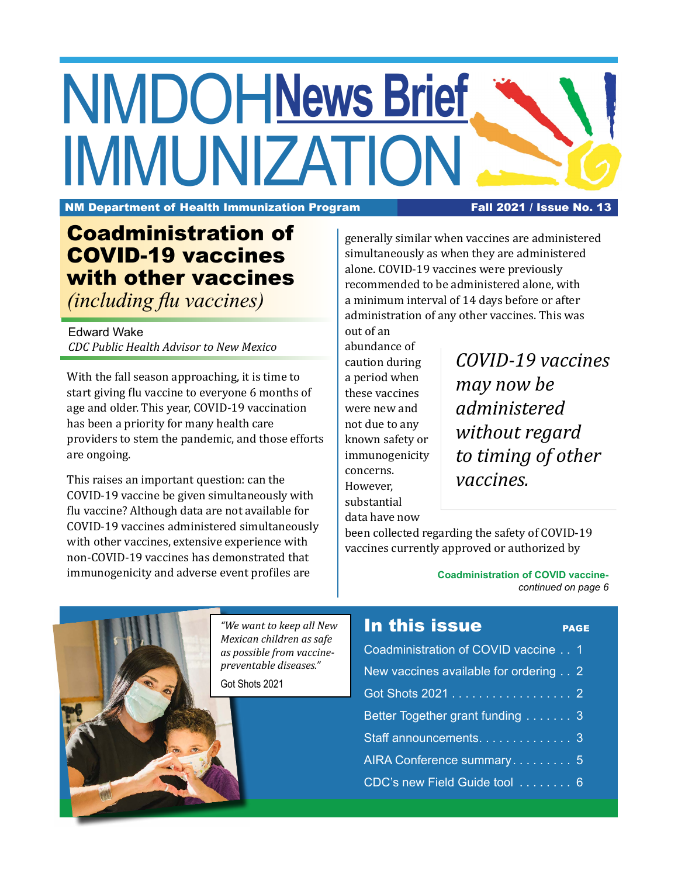# NMDOH IMMUNIZATION News Brief

**NM Department of Health Immunization Program** — **Fall 2021 / Issue No. 13**

## Coadministration of COVID-19 vaccines with other vaccines *(including flu vaccines)*

Edward Wake
*CDC Public Health Advisor to New Mexico*

With the fall season approaching, it is time to start giving flu vaccine to everyone 6 months of age and older. This year, COVID-19 vaccination has been a priority for many health care providers to stem the pandemic, and those efforts are ongoing.

This raises an important question: can the COVID-19 vaccine be given simultaneously with flu vaccine? Although data are not available for COVID-19 vaccines administered simultaneously with other vaccines, extensive experience with non-COVID-19 vaccines has demonstrated that immunogenicity and adverse event profiles are generally similar when vaccines are administered simultaneously as when they are administered alone. COVID-19 vaccines were previously recommended to be administered alone, with a minimum interval of 14 days before or after administration of any other vaccines. This was out of an abundance of caution during a period when these vaccines were new and not due to any known safety or immunogenicity concerns. However, substantial data have now been collected regarding the safety of COVID-19 vaccines currently approved or authorized by

> *COVID-19 vaccines may now be administered without regard to timing of other vaccines.*

**Coadministration of COVID vaccine-** *continued on page 6*

> *"We want to keep all New Mexican children as safe as possible from vaccine-preventable diseases."*
>
> Got Shots 2021

## In this issue

| | PAGE |
|---|---|
| Coadministration of COVID vaccine | 1 |
| New vaccines available for ordering | 2 |
| Got Shots 2021 | 2 |
| Better Together grant funding | 3 |
| Staff announcements | 3 |
| AIRA Conference summary | 5 |
| CDC's new Field Guide tool | 6 |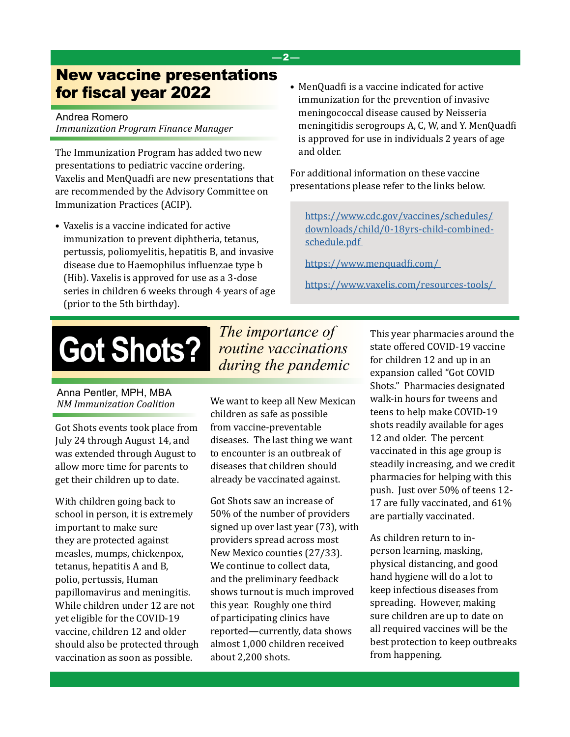## New vaccine presentations for fiscal year 2022

Andrea Romero
*Immunization Program Finance Manager*

The Immunization Program has added two new presentations to pediatric vaccine ordering. Vaxelis and MenQuadfi are new presentations that are recommended by the Advisory Committee on Immunization Practices (ACIP).

- Vaxelis is a vaccine indicated for active immunization to prevent diphtheria, tetanus, pertussis, poliomyelitis, hepatitis B, and invasive disease due to Haemophilus influenzae type b (Hib). Vaxelis is approved for use as a 3-dose series in children 6 weeks through 4 years of age (prior to the 5th birthday).
- MenQuadfi is a vaccine indicated for active immunization for the prevention of invasive meningococcal disease caused by Neisseria meningitidis serogroups A, C, W, and Y. MenQuadfi is approved for use in individuals 2 years of age and older.

For additional information on these vaccine presentations please refer to the links below.

https://www.cdc.gov/vaccines/schedules/downloads/child/0-18yrs-child-combined-schedule.pdf

https://www.menquadfi.com/

https://www.vaxelis.com/resources-tools/

## Got Shots? *The importance of routine vaccinations during the pandemic*

Anna Pentler, MPH, MBA
*NM Immunization Coalition*

Got Shots events took place from July 24 through August 14, and was extended through August to allow more time for parents to get their children up to date.

With children going back to school in person, it is extremely important to make sure they are protected against measles, mumps, chickenpox, tetanus, hepatitis A and B, polio, pertussis, Human papillomavirus and meningitis. While children under 12 are not yet eligible for the COVID-19 vaccine, children 12 and older should also be protected through vaccination as soon as possible.

We want to keep all New Mexican children as safe as possible from vaccine-preventable diseases. The last thing we want to encounter is an outbreak of diseases that children should already be vaccinated against.

Got Shots saw an increase of 50% of the number of providers signed up over last year (73), with providers spread across most New Mexico counties (27/33). We continue to collect data, and the preliminary feedback shows turnout is much improved this year. Roughly one third of participating clinics have reported—currently, data shows almost 1,000 children received about 2,200 shots.

This year pharmacies around the state offered COVID-19 vaccine for children 12 and up in an expansion called "Got COVID Shots." Pharmacies designated walk-in hours for tweens and teens to help make COVID-19 shots readily available for ages 12 and older. The percent vaccinated in this age group is steadily increasing, and we credit pharmacies for helping with this push. Just over 50% of teens 12-17 are fully vaccinated, and 61% are partially vaccinated.

As children return to in-person learning, masking, physical distancing, and good hand hygiene will do a lot to keep infectious diseases from spreading. However, making sure children are up to date on all required vaccines will be the best protection to keep outbreaks from happening.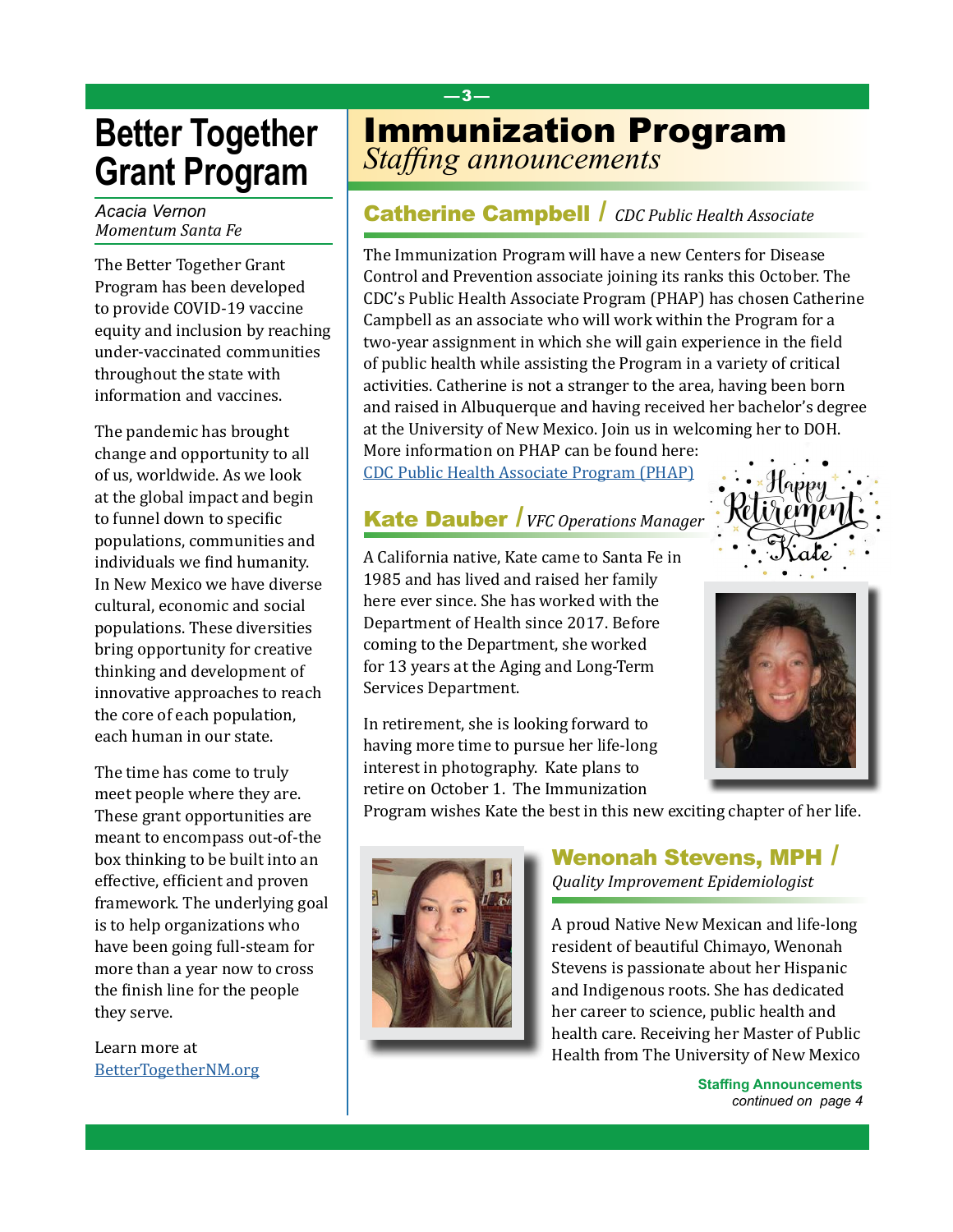# Better Together Grant Program

*Acacia Vernon*
*Momentum Santa Fe*

The Better Together Grant Program has been developed to provide COVID-19 vaccine equity and inclusion by reaching under-vaccinated communities throughout the state with information and vaccines.

The pandemic has brought change and opportunity to all of us, worldwide. As we look at the global impact and begin to funnel down to specific populations, communities and individuals we find humanity. In New Mexico we have diverse cultural, economic and social populations. These diversities bring opportunity for creative thinking and development of innovative approaches to reach the core of each population, each human in our state.

The time has come to truly meet people where they are. These grant opportunities are meant to encompass out-of-the box thinking to be built into an effective, efficient and proven framework. The underlying goal is to help organizations who have been going full-steam for more than a year now to cross the finish line for the people they serve.

Learn more at [BetterTogetherNM.org](BetterTogetherNM.org)

# Immunization Program

*Staffing announcements*

## Catherine Campbell / *CDC Public Health Associate*

The Immunization Program will have a new Centers for Disease Control and Prevention associate joining its ranks this October. The CDC's Public Health Associate Program (PHAP) has chosen Catherine Campbell as an associate who will work within the Program for a two-year assignment in which she will gain experience in the field of public health while assisting the Program in a variety of critical activities. Catherine is not a stranger to the area, having been born and raised in Albuquerque and having received her bachelor's degree at the University of New Mexico. Join us in welcoming her to DOH. More information on PHAP can be found here: [CDC Public Health Associate Program (PHAP)]()

## Kate Dauber / *VFC Operations Manager*

Happy Retirement Kate

A California native, Kate came to Santa Fe in 1985 and has lived and raised her family here ever since. She has worked with the Department of Health since 2017. Before coming to the Department, she worked for 13 years at the Aging and Long-Term Services Department.

In retirement, she is looking forward to having more time to pursue her life-long interest in photography. Kate plans to retire on October 1. The Immunization Program wishes Kate the best in this new exciting chapter of her life.

## Wenonah Stevens, MPH / *Quality Improvement Epidemiologist*

A proud Native New Mexican and life-long resident of beautiful Chimayo, Wenonah Stevens is passionate about her Hispanic and Indigenous roots. She has dedicated her career to science, public health and health care. Receiving her Master of Public Health from The University of New Mexico

**Staffing Announcements**
*continued on page 4*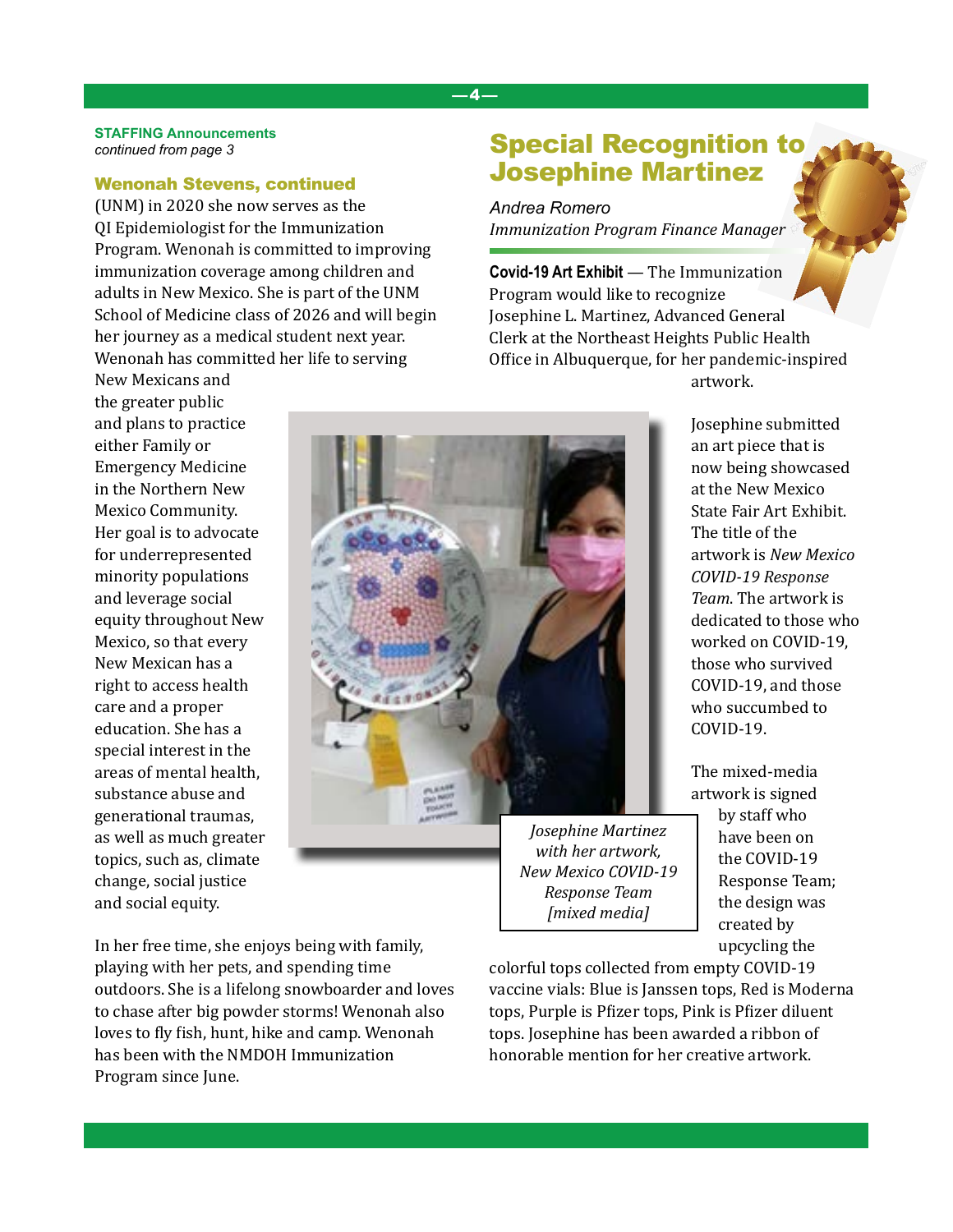**STAFFING Announcements**
*continued from page 3*

### Wenonah Stevens, continued

(UNM) in 2020 she now serves as the QI Epidemiologist for the Immunization Program. Wenonah is committed to improving immunization coverage among children and adults in New Mexico. She is part of the UNM School of Medicine class of 2026 and will begin her journey as a medical student next year. Wenonah has committed her life to serving New Mexicans and the greater public and plans to practice either Family or Emergency Medicine in the Northern New Mexico Community. Her goal is to advocate for underrepresented minority populations and leverage social equity throughout New Mexico, so that every New Mexican has a right to access health care and a proper education. She has a special interest in the areas of mental health, substance abuse and generational traumas, as well as much greater topics, such as, climate change, social justice and social equity.

In her free time, she enjoys being with family, playing with her pets, and spending time outdoors. She is a lifelong snowboarder and loves to chase after big powder storms! Wenonah also loves to fly fish, hunt, hike and camp. Wenonah has been with the NMDOH Immunization Program since June.

## Special Recognition to Josephine Martinez

*Andrea Romero*
*Immunization Program Finance Manager*

**Covid-19 Art Exhibit** — The Immunization Program would like to recognize Josephine L. Martinez, Advanced General Clerk at the Northeast Heights Public Health Office in Albuquerque, for her pandemic-inspired artwork.

Josephine submitted an art piece that is now being showcased at the New Mexico State Fair Art Exhibit. The title of the artwork is *New Mexico COVID-19 Response Team*. The artwork is dedicated to those who worked on COVID-19, those who survived COVID-19, and those who succumbed to COVID-19.

*Josephine Martinez with her artwork, New Mexico COVID-19 Response Team [mixed media]*

The mixed-media artwork is signed by staff who have been on the COVID-19 Response Team; the design was created by upcycling the colorful tops collected from empty COVID-19 vaccine vials: Blue is Janssen tops, Red is Moderna tops, Purple is Pfizer tops, Pink is Pfizer diluent tops. Josephine has been awarded a ribbon of honorable mention for her creative artwork.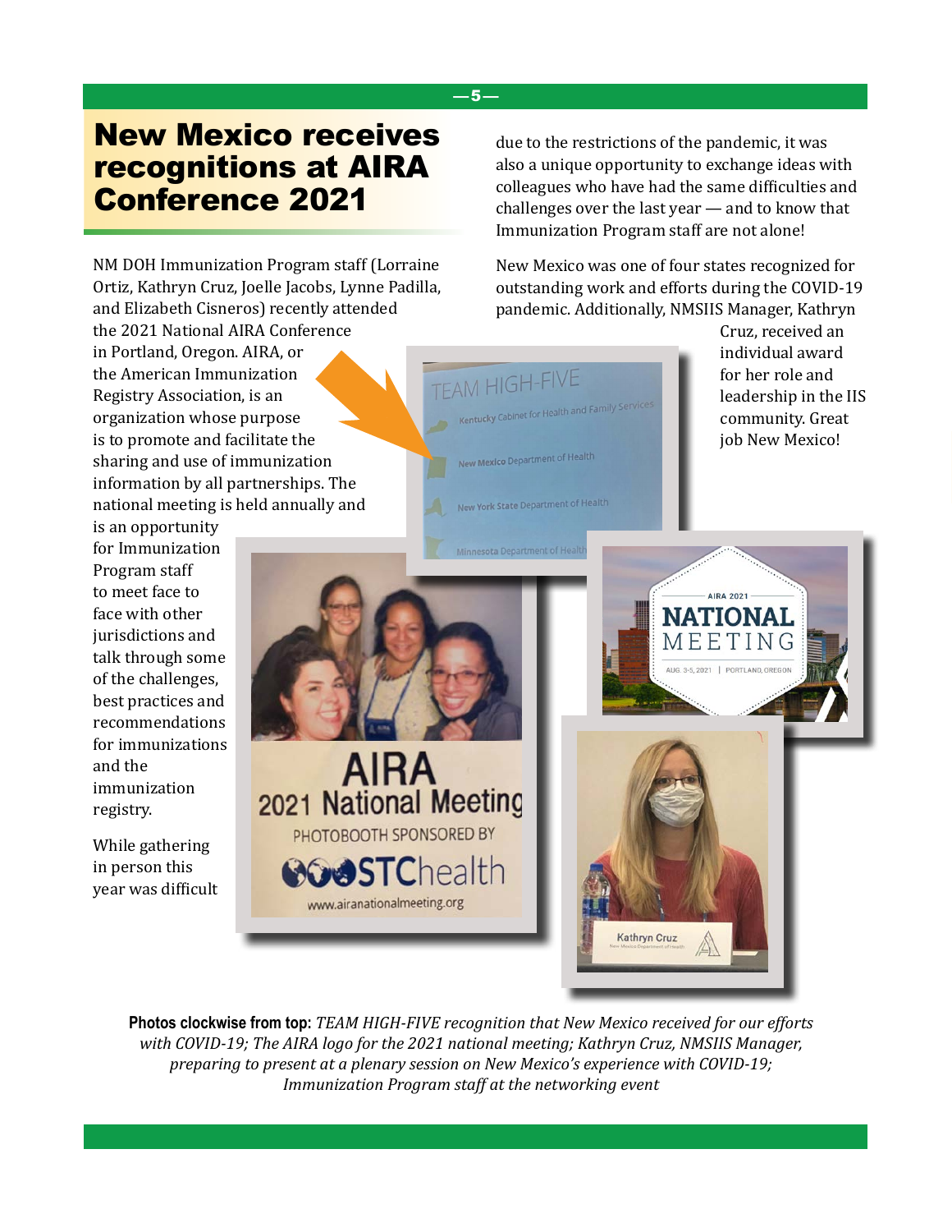# New Mexico receives recognitions at AIRA Conference 2021

NM DOH Immunization Program staff (Lorraine Ortiz, Kathryn Cruz, Joelle Jacobs, Lynne Padilla, and Elizabeth Cisneros) recently attended the 2021 National AIRA Conference in Portland, Oregon. AIRA, or the American Immunization Registry Association, is an organization whose purpose is to promote and facilitate the sharing and use of immunization information by all partnerships. The national meeting is held annually and is an opportunity for Immunization Program staff to meet face to face with other jurisdictions and talk through some of the challenges, best practices and recommendations for immunizations and the immunization registry.

While gathering in person this year was difficult due to the restrictions of the pandemic, it was also a unique opportunity to exchange ideas with colleagues who have had the same difficulties and challenges over the last year — and to know that Immunization Program staff are not alone!

New Mexico was one of four states recognized for outstanding work and efforts during the COVID-19 pandemic. Additionally, NMSIIS Manager, Kathryn Cruz, received an individual award for her role and leadership in the IIS community. Great job New Mexico!

**Photos clockwise from top:** *TEAM HIGH-FIVE recognition that New Mexico received for our efforts with COVID-19; The AIRA logo for the 2021 national meeting; Kathryn Cruz, NMSIIS Manager, preparing to present at a plenary session on New Mexico's experience with COVID-19; Immunization Program staff at the networking event*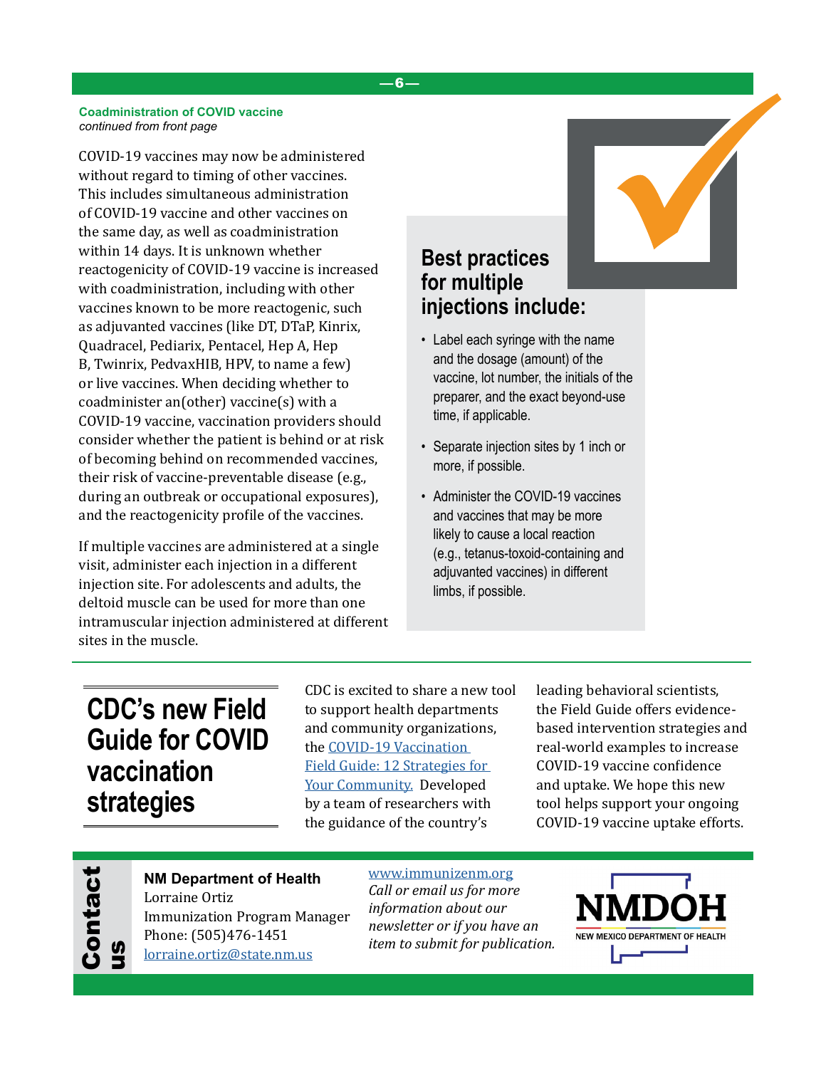**Coadministration of COVID vaccine**
*continued from front page*

COVID-19 vaccines may now be administered without regard to timing of other vaccines. This includes simultaneous administration of COVID-19 vaccine and other vaccines on the same day, as well as coadministration within 14 days. It is unknown whether reactogenicity of COVID-19 vaccine is increased with coadministration, including with other vaccines known to be more reactogenic, such as adjuvanted vaccines (like DT, DTaP, Kinrix, Quadracel, Pediarix, Pentacel, Hep A, Hep B, Twinrix, PedvaxHIB, HPV, to name a few) or live vaccines. When deciding whether to coadminister an(other) vaccine(s) with a COVID-19 vaccine, vaccination providers should consider whether the patient is behind or at risk of becoming behind on recommended vaccines, their risk of vaccine-preventable disease (e.g., during an outbreak or occupational exposures), and the reactogenicity profile of the vaccines.

If multiple vaccines are administered at a single visit, administer each injection in a different injection site. For adolescents and adults, the deltoid muscle can be used for more than one intramuscular injection administered at different sites in the muscle.

## Best practices for multiple injections include:

- Label each syringe with the name and the dosage (amount) of the vaccine, lot number, the initials of the preparer, and the exact beyond-use time, if applicable.
- Separate injection sites by 1 inch or more, if possible.
- Administer the COVID-19 vaccines and vaccines that may be more likely to cause a local reaction (e.g., tetanus-toxoid-containing and adjuvanted vaccines) in different limbs, if possible.

## CDC's new Field Guide for COVID vaccination strategies

CDC is excited to share a new tool to support health departments and community organizations, the [COVID-19 Vaccination Field Guide: 12 Strategies for Your Community.](https://www.cdc.gov/vaccines/covid-19/vaccinate-with-confidence/community.html) Developed by a team of researchers with the guidance of the country's leading behavioral scientists, the Field Guide offers evidence-based intervention strategies and real-world examples to increase COVID-19 vaccine confidence and uptake. We hope this new tool helps support your ongoing COVID-19 vaccine uptake efforts.

## Contact us

**NM Department of Health**
Lorraine Ortiz
Immunization Program Manager
Phone: (505)476-1451
[lorraine.ortiz@state.nm.us](mailto:lorraine.ortiz@state.nm.us)

[www.immunizenm.org](http://www.immunizenm.org)
*Call or email us for more information about our newsletter or if you have an item to submit for publication.*

NMDOH
NEW MEXICO DEPARTMENT OF HEALTH